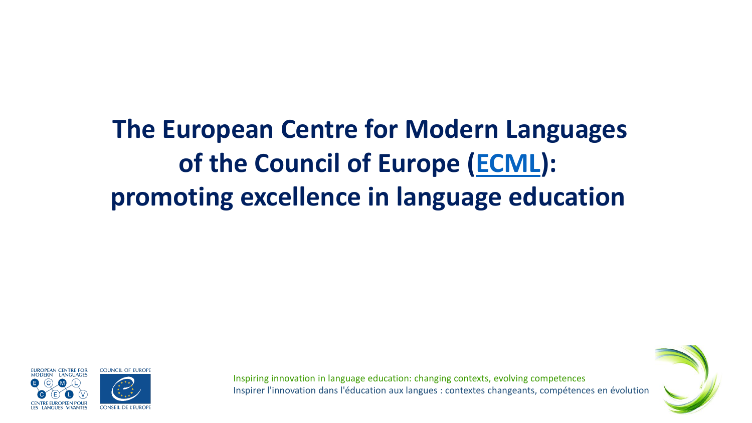# The European Centre for Modern Languages of the Council of Europe (ECML): promoting excellence in language education

Inspiring innovation in language education: changing contexts, evolving competences
Inspirer l'innovation dans l'éducation aux langues : contextes changeants, compétences en évolution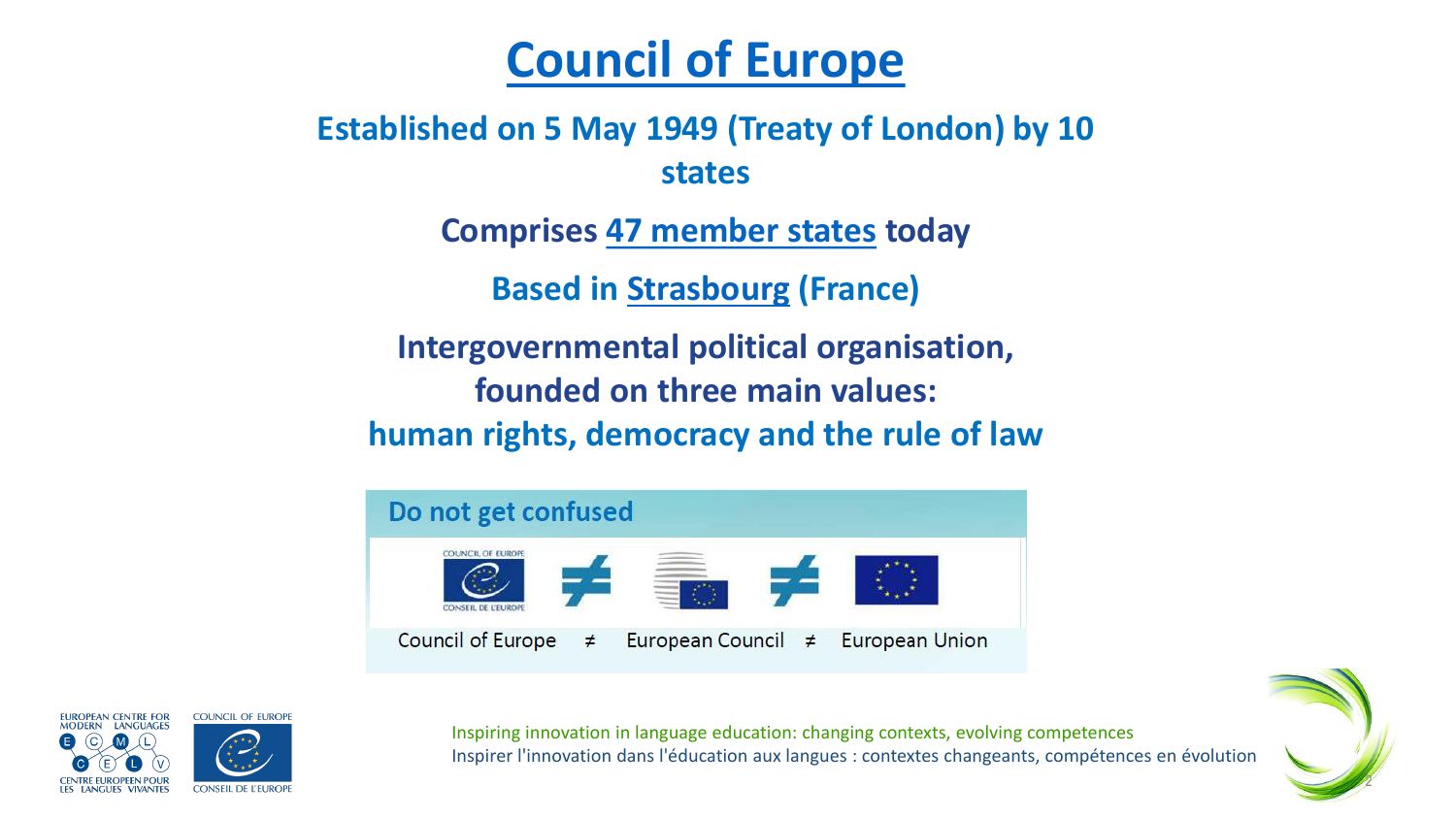# Council of Europe

**Established on 5 May 1949 (Treaty of London) by 10 states**

**Comprises 47 member states today**

**Based in Strasbourg (France)**

**Intergovernmental political organisation, founded on three main values:**
**human rights, democracy and the rule of law**

**Do not get confused**

Council of Europe ≠ European Council ≠ European Union

Inspiring innovation in language education: changing contexts, evolving competences
Inspirer l'innovation dans l'éducation aux langues : contextes changeants, compétences en évolution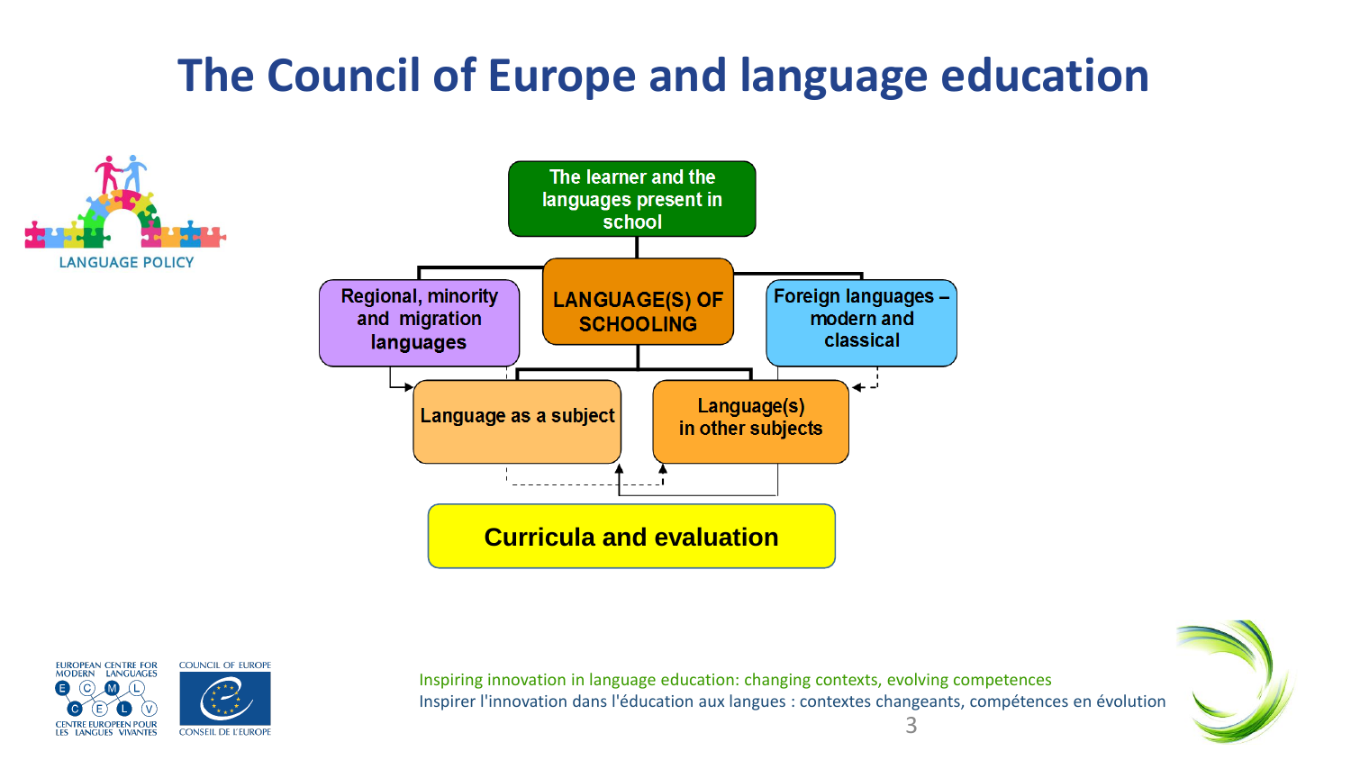# The Council of Europe and language education

LANGUAGE POLICY

The learner and the languages present in school

LANGUAGE(S) OF SCHOOLING

Regional, minority and migration languages

Foreign languages – modern and classical

Language as a subject

Language(s) in other subjects

Curricula and evaluation

Inspiring innovation in language education: changing contexts, evolving competences
Inspirer l'innovation dans l'éducation aux langues : contextes changeants, compétences en évolution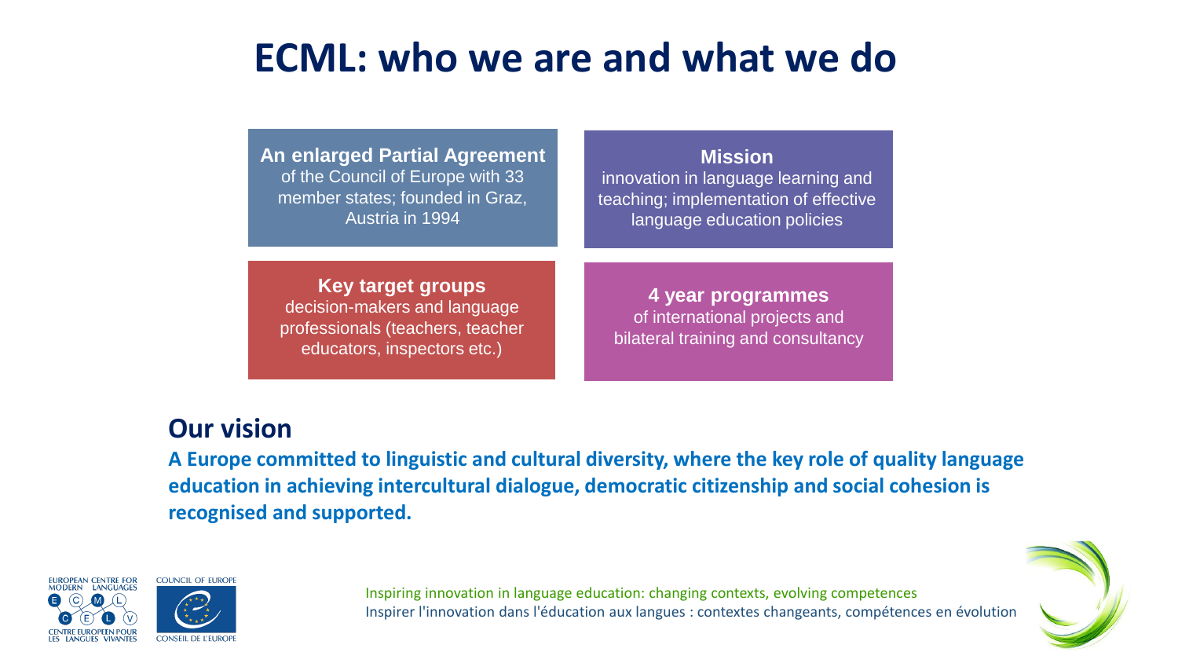# ECML: who we are and what we do

**An enlarged Partial Agreement**
of the Council of Europe with 33 member states; founded in Graz, Austria in 1994

**Mission**
innovation in language learning and teaching; implementation of effective language education policies

**Key target groups**
decision-makers and language professionals (teachers, teacher educators, inspectors etc.)

**4 year programmes**
of international projects and bilateral training and consultancy

## Our vision

**A Europe committed to linguistic and cultural diversity, where the key role of quality language education in achieving intercultural dialogue, democratic citizenship and social cohesion is recognised and supported.**

Inspiring innovation in language education: changing contexts, evolving competences
Inspirer l'innovation dans l'éducation aux langues : contextes changeants, compétences en évolution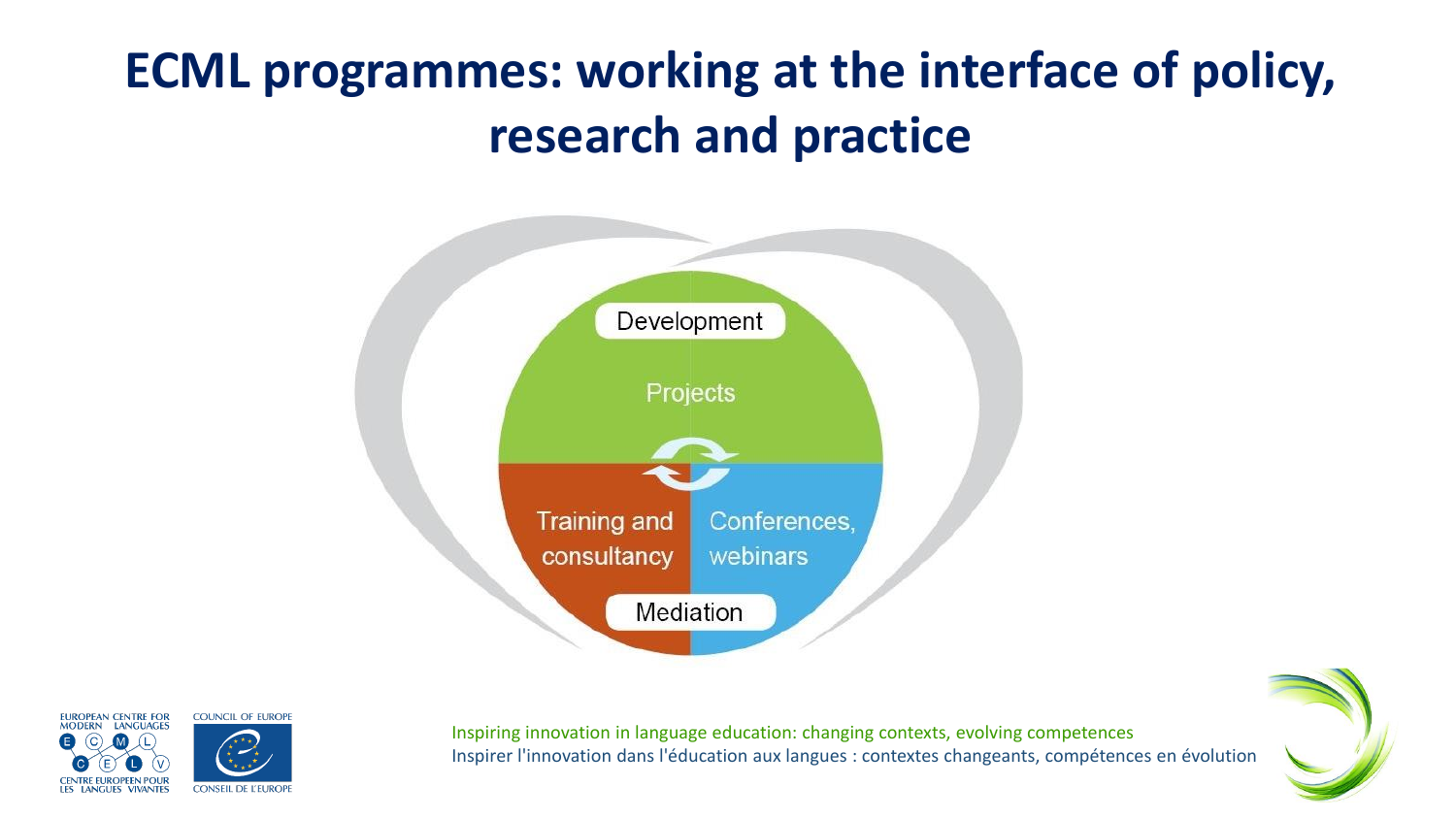# ECML programmes: working at the interface of policy, research and practice

Development

Projects

Training and consultancy

Conferences, webinars

Mediation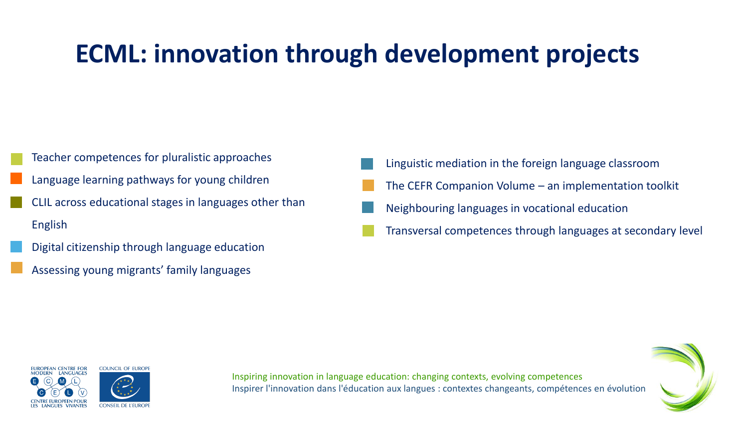# ECML: innovation through development projects

- Teacher competences for pluralistic approaches
- Language learning pathways for young children
- CLIL across educational stages in languages other than English
- Digital citizenship through language education
- Assessing young migrants' family languages
- Linguistic mediation in the foreign language classroom
- The CEFR Companion Volume – an implementation toolkit
- Neighbouring languages in vocational education
- Transversal competences through languages at secondary level

Inspiring innovation in language education: changing contexts, evolving competences
Inspirer l'innovation dans l'éducation aux langues : contextes changeants, compétences en évolution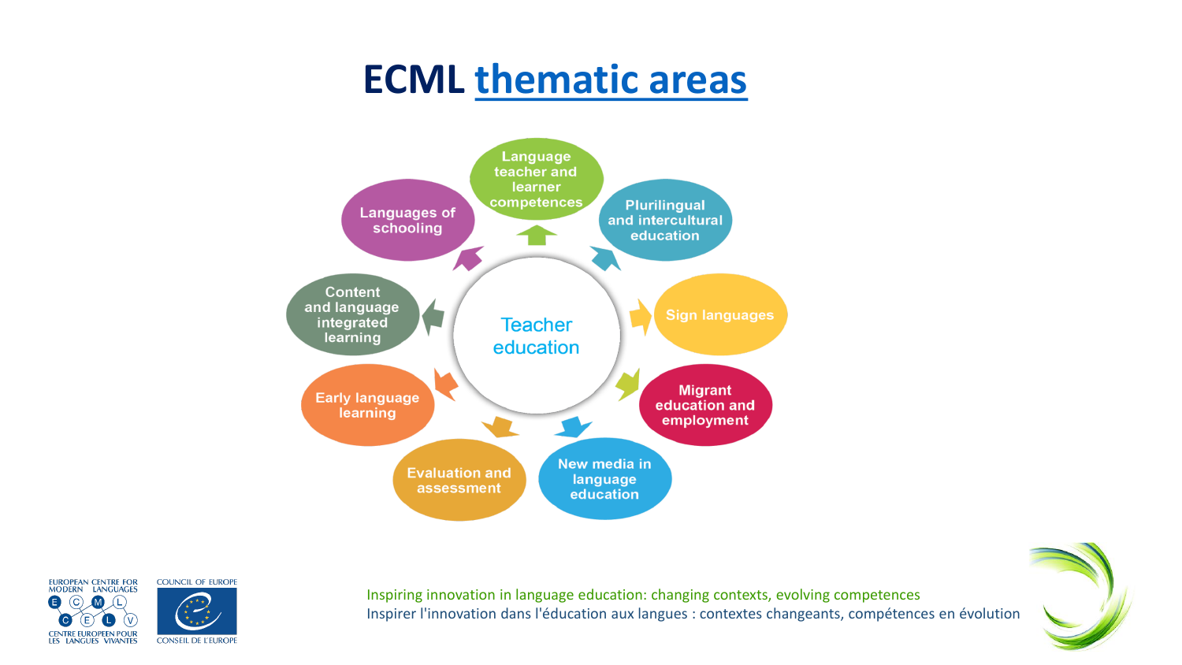# ECML thematic areas

Teacher education

- Language teacher and learner competences
- Plurilingual and intercultural education
- Sign languages
- Migrant education and employment
- New media in language education
- Evaluation and assessment
- Early language learning
- Content and language integrated learning
- Languages of schooling

Inspiring innovation in language education: changing contexts, evolving competences
Inspirer l'innovation dans l'éducation aux langues : contextes changeants, compétences en évolution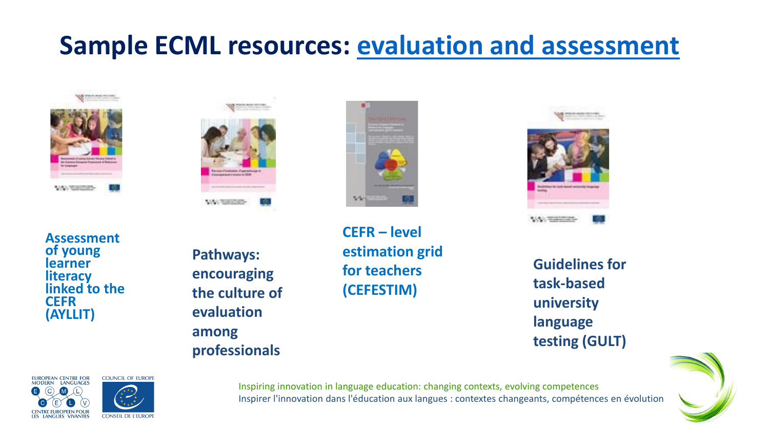# Sample ECML resources: evaluation and assessment

**Assessment of young learner literacy linked to the CEFR (AYLLIT)**

**Pathways: encouraging the culture of evaluation among professionals**

**CEFR – level estimation grid for teachers (CEFESTIM)**

**Guidelines for task-based university language testing (GULT)**

Inspiring innovation in language education: changing contexts, evolving competences
Inspirer l'innovation dans l'éducation aux langues : contextes changeants, compétences en évolution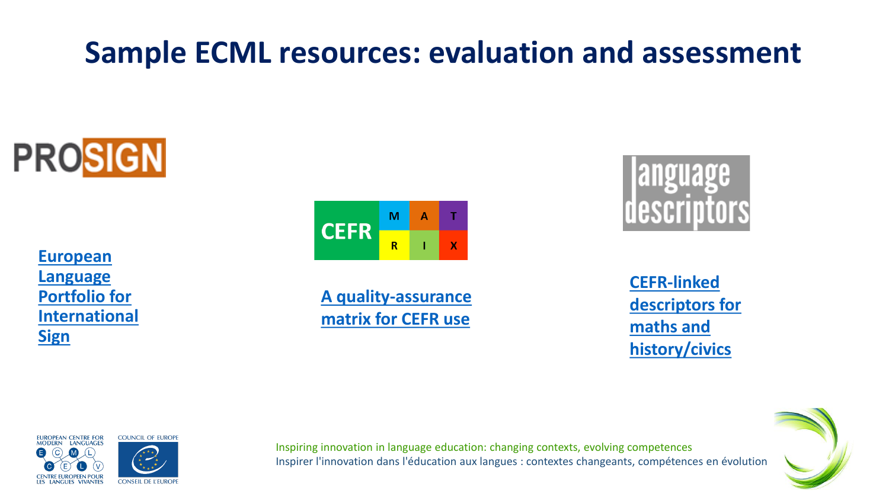# Sample ECML resources: evaluation and assessment

European Language Portfolio for International Sign

A quality-assurance matrix for CEFR use

CEFR-linked descriptors for maths and history/civics

Inspiring innovation in language education: changing contexts, evolving competences
Inspirer l'innovation dans l'éducation aux langues : contextes changeants, compétences en évolution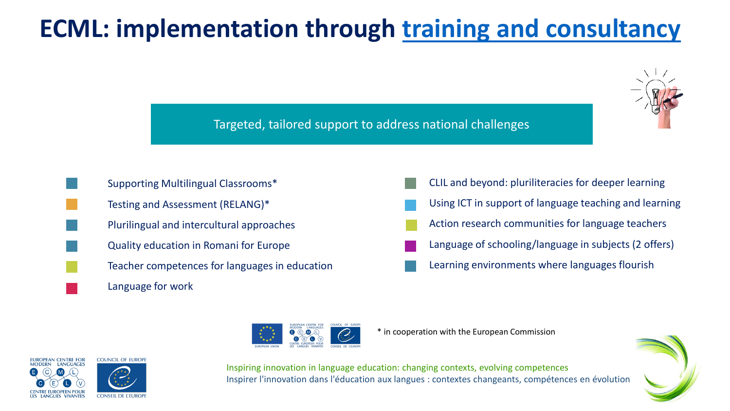# ECML: implementation through training and consultancy

Targeted, tailored support to address national challenges

- Supporting Multilingual Classrooms*
- Testing and Assessment (RELANG)*
- Plurilingual and intercultural approaches
- Quality education in Romani for Europe
- Teacher competences for languages in education
- Language for work
- CLIL and beyond: pluriliteracies for deeper learning
- Using ICT in support of language teaching and learning
- Action research communities for language teachers
- Language of schooling/language in subjects (2 offers)
- Learning environments where languages flourish

\* in cooperation with the European Commission

Inspiring innovation in language education: changing contexts, evolving competences
Inspirer l'innovation dans l'éducation aux langues : contextes changeants, compétences en évolution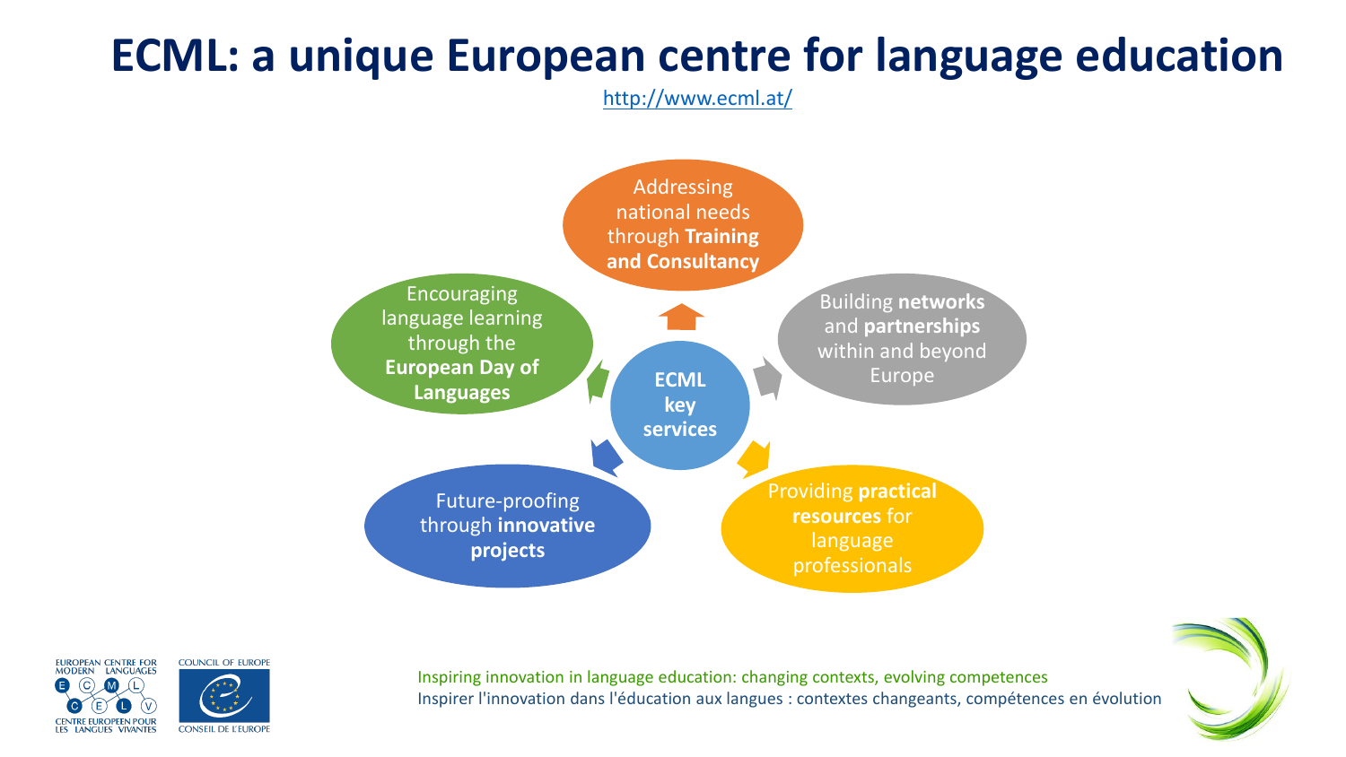# ECML: a unique European centre for language education

http://www.ecml.at/

ECML key services

Addressing national needs through **Training and Consultancy**

Building **networks** and **partnerships** within and beyond Europe

Providing **practical resources** for language professionals

Future-proofing through **innovative projects**

Encouraging language learning through the **European Day of Languages**

EUROPEAN CENTRE FOR MODERN LANGUAGES
CENTRE EUROPEEN POUR LES LANGUES VIVANTES

COUNCIL OF EUROPE
CONSEIL DE L'EUROPE

Inspiring innovation in language education: changing contexts, evolving competences
Inspirer l'innovation dans l'éducation aux langues : contextes changeants, compétences en évolution